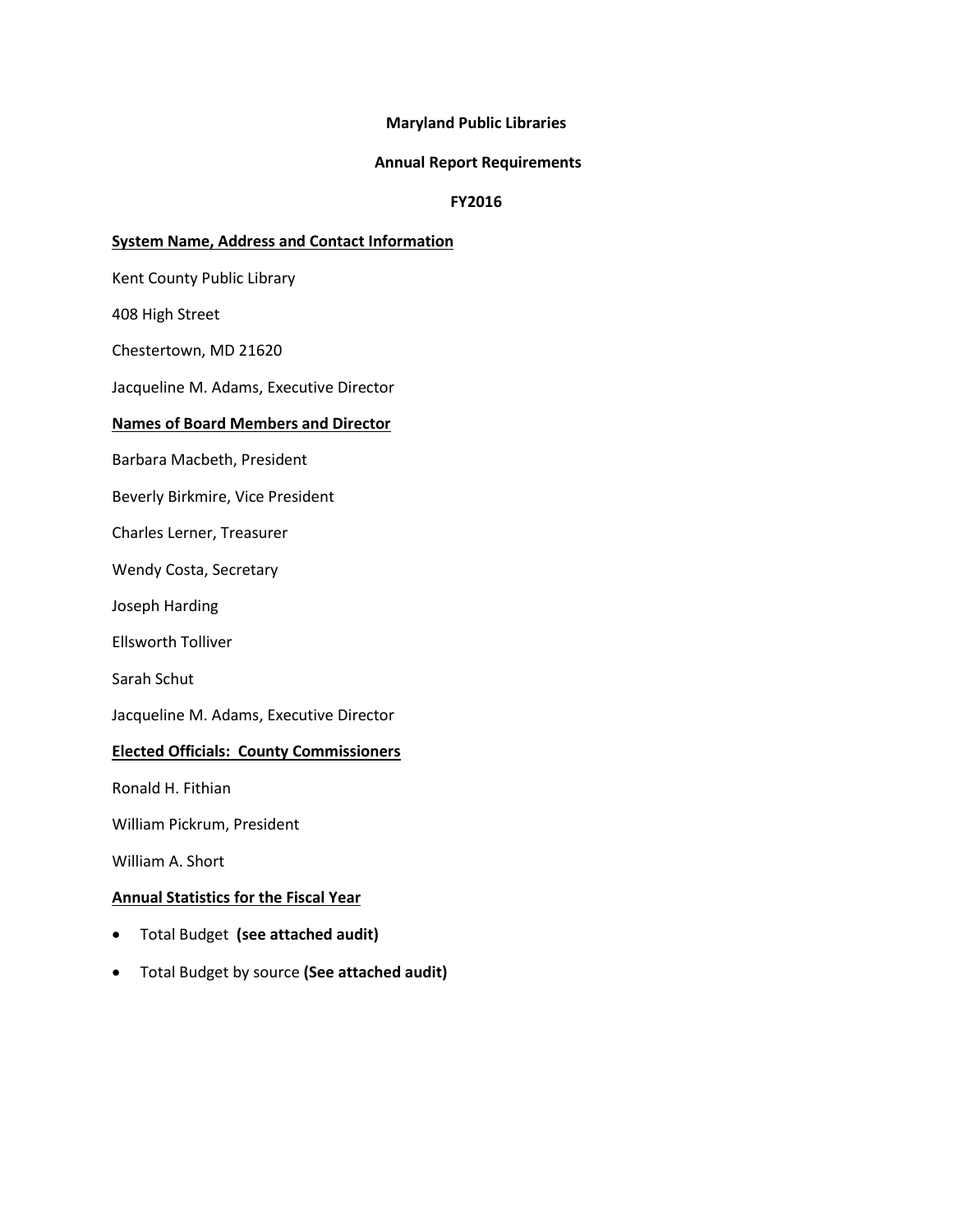**Maryland Public Libraries**

**Annual Report Requirements**

**FY2016**

**<u>System Name, Address and Contact Information</u>**

Kent County Public Library

408 High Street

Chestertown, MD 21620

Jacqueline M. Adams, Executive Director

**<u>Names of Board Members and Director</u>**

Barbara Macbeth, President

Beverly Birkmire, Vice President

Charles Lerner, Treasurer

Wendy Costa, Secretary

Joseph Harding

Ellsworth Tolliver

Sarah Schut

Jacqueline M. Adams, Executive Director

**<u>Elected Officials: County Commissioners</u>**

Ronald H. Fithian

William Pickrum, President

William A. Short

**<u>Annual Statistics for the Fiscal Year</u>**

- Total Budget **(see attached audit)**
- Total Budget by source **(See attached audit)**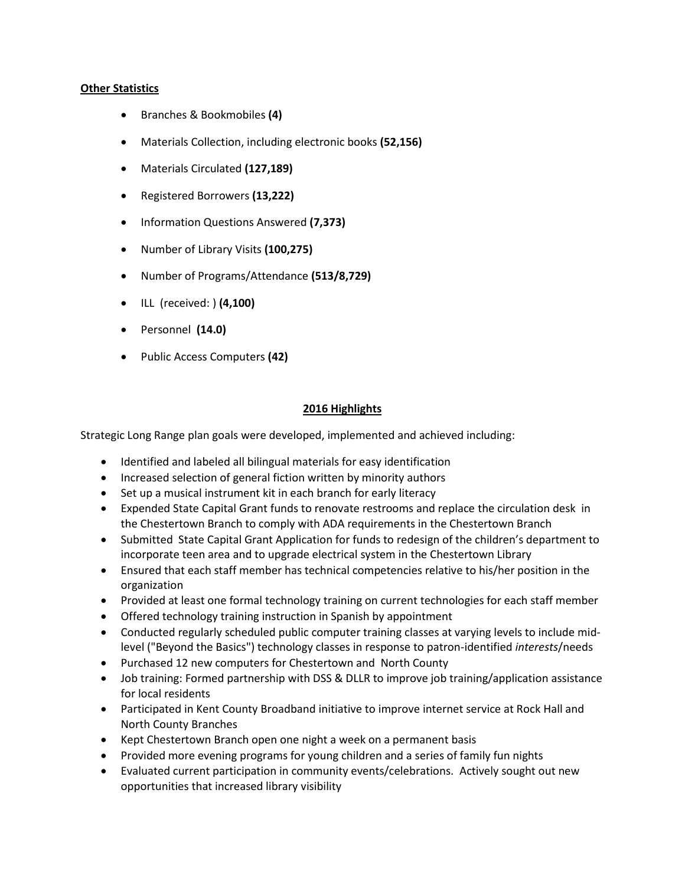**Other Statistics**

- Branches & Bookmobiles **(4)**
- Materials Collection, including electronic books **(52,156)**
- Materials Circulated **(127,189)**
- Registered Borrowers **(13,222)**
- Information Questions Answered **(7,373)**
- Number of Library Visits **(100,275)**
- Number of Programs/Attendance **(513/8,729)**
- ILL (received: ) **(4,100)**
- Personnel **(14.0)**
- Public Access Computers **(42)**

**2016 Highlights**

Strategic Long Range plan goals were developed, implemented and achieved including:

- Identified and labeled all bilingual materials for easy identification
- Increased selection of general fiction written by minority authors
- Set up a musical instrument kit in each branch for early literacy
- Expended State Capital Grant funds to renovate restrooms and replace the circulation desk in the Chestertown Branch to comply with ADA requirements in the Chestertown Branch
- Submitted State Capital Grant Application for funds to redesign of the children's department to incorporate teen area and to upgrade electrical system in the Chestertown Library
- Ensured that each staff member has technical competencies relative to his/her position in the organization
- Provided at least one formal technology training on current technologies for each staff member
- Offered technology training instruction in Spanish by appointment
- Conducted regularly scheduled public computer training classes at varying levels to include mid-level ("Beyond the Basics") technology classes in response to patron-identified *interests*/needs
- Purchased 12 new computers for Chestertown and North County
- Job training: Formed partnership with DSS & DLLR to improve job training/application assistance for local residents
- Participated in Kent County Broadband initiative to improve internet service at Rock Hall and North County Branches
- Kept Chestertown Branch open one night a week on a permanent basis
- Provided more evening programs for young children and a series of family fun nights
- Evaluated current participation in community events/celebrations. Actively sought out new opportunities that increased library visibility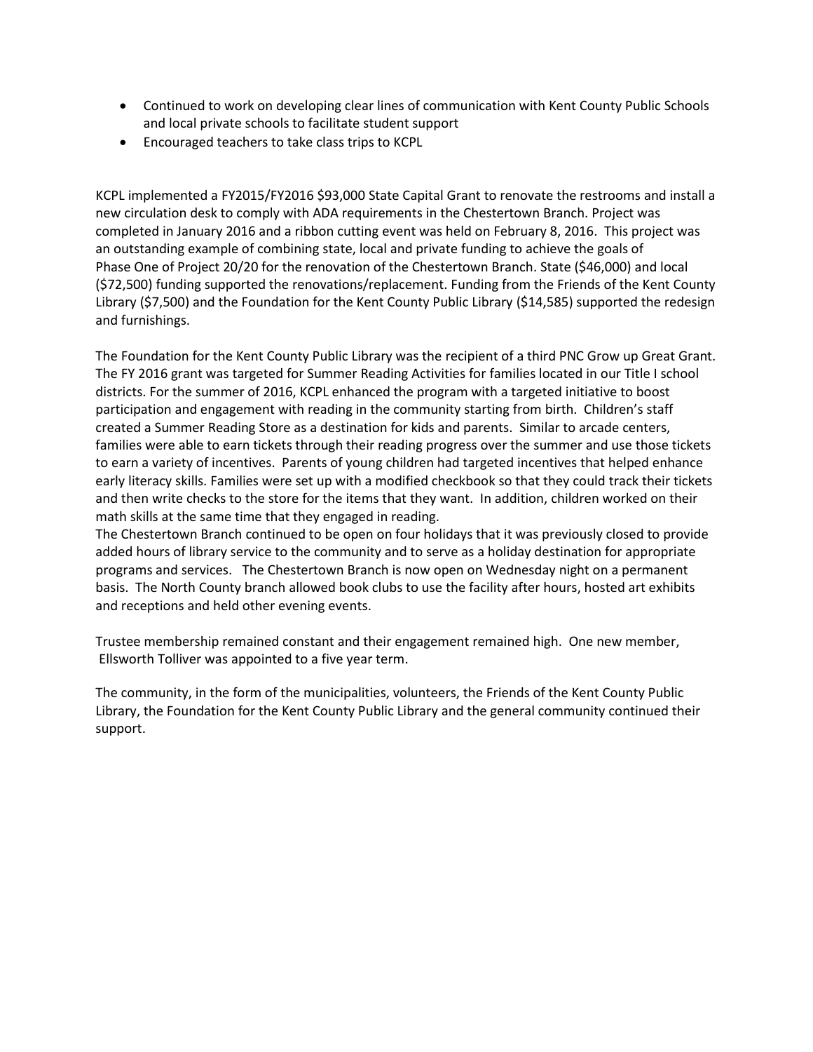- Continued to work on developing clear lines of communication with Kent County Public Schools and local private schools to facilitate student support
- Encouraged teachers to take class trips to KCPL

KCPL implemented a FY2015/FY2016 $93,000 State Capital Grant to renovate the restrooms and install a new circulation desk to comply with ADA requirements in the Chestertown Branch. Project was completed in January 2016 and a ribbon cutting event was held on February 8, 2016. This project was an outstanding example of combining state, local and private funding to achieve the goals of Phase One of Project 20/20 for the renovation of the Chestertown Branch. State ($46,000) and local ($72,500) funding supported the renovations/replacement. Funding from the Friends of the Kent County Library ($7,500) and the Foundation for the Kent County Public Library ($14,585) supported the redesign and furnishings.

The Foundation for the Kent County Public Library was the recipient of a third PNC Grow up Great Grant. The FY 2016 grant was targeted for Summer Reading Activities for families located in our Title I school districts. For the summer of 2016, KCPL enhanced the program with a targeted initiative to boost participation and engagement with reading in the community starting from birth. Children's staff created a Summer Reading Store as a destination for kids and parents. Similar to arcade centers, families were able to earn tickets through their reading progress over the summer and use those tickets to earn a variety of incentives. Parents of young children had targeted incentives that helped enhance early literacy skills. Families were set up with a modified checkbook so that they could track their tickets and then write checks to the store for the items that they want. In addition, children worked on their math skills at the same time that they engaged in reading.
The Chestertown Branch continued to be open on four holidays that it was previously closed to provide added hours of library service to the community and to serve as a holiday destination for appropriate programs and services. The Chestertown Branch is now open on Wednesday night on a permanent basis. The North County branch allowed book clubs to use the facility after hours, hosted art exhibits and receptions and held other evening events.

Trustee membership remained constant and their engagement remained high. One new member, Ellsworth Tolliver was appointed to a five year term.

The community, in the form of the municipalities, volunteers, the Friends of the Kent County Public Library, the Foundation for the Kent County Public Library and the general community continued their support.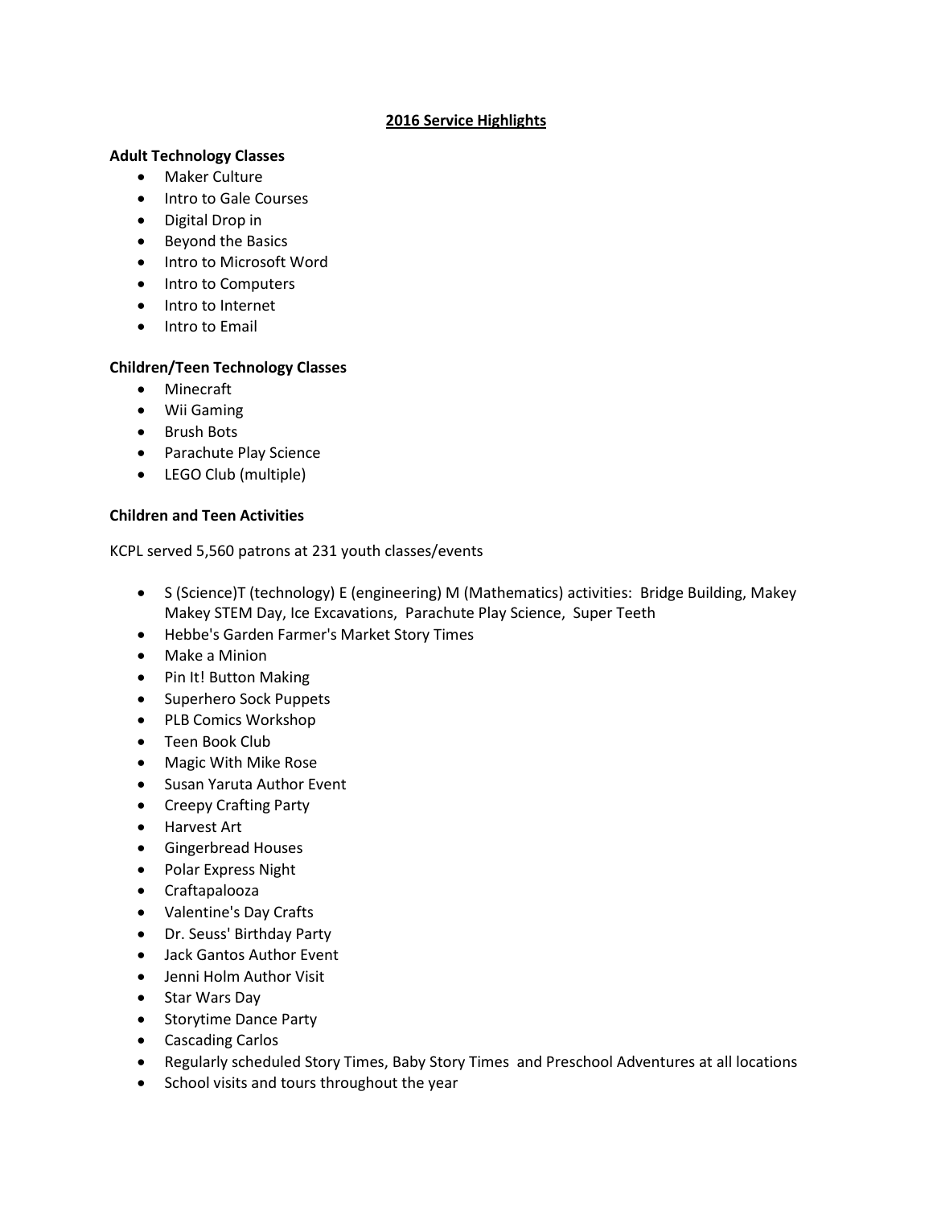# 2016 Service Highlights

**Adult Technology Classes**

- Maker Culture
- Intro to Gale Courses
- Digital Drop in
- Beyond the Basics
- Intro to Microsoft Word
- Intro to Computers
- Intro to Internet
- Intro to Email

**Children/Teen Technology Classes**

- Minecraft
- Wii Gaming
- Brush Bots
- Parachute Play Science
- LEGO Club (multiple)

**Children and Teen Activities**

KCPL served 5,560 patrons at 231 youth classes/events

- S (Science)T (technology) E (engineering) M (Mathematics) activities: Bridge Building, Makey Makey STEM Day, Ice Excavations, Parachute Play Science, Super Teeth
- Hebbe's Garden Farmer's Market Story Times
- Make a Minion
- Pin It! Button Making
- Superhero Sock Puppets
- PLB Comics Workshop
- Teen Book Club
- Magic With Mike Rose
- Susan Yaruta Author Event
- Creepy Crafting Party
- Harvest Art
- Gingerbread Houses
- Polar Express Night
- Craftapalooza
- Valentine's Day Crafts
- Dr. Seuss' Birthday Party
- Jack Gantos Author Event
- Jenni Holm Author Visit
- Star Wars Day
- Storytime Dance Party
- Cascading Carlos
- Regularly scheduled Story Times, Baby Story Times and Preschool Adventures at all locations
- School visits and tours throughout the year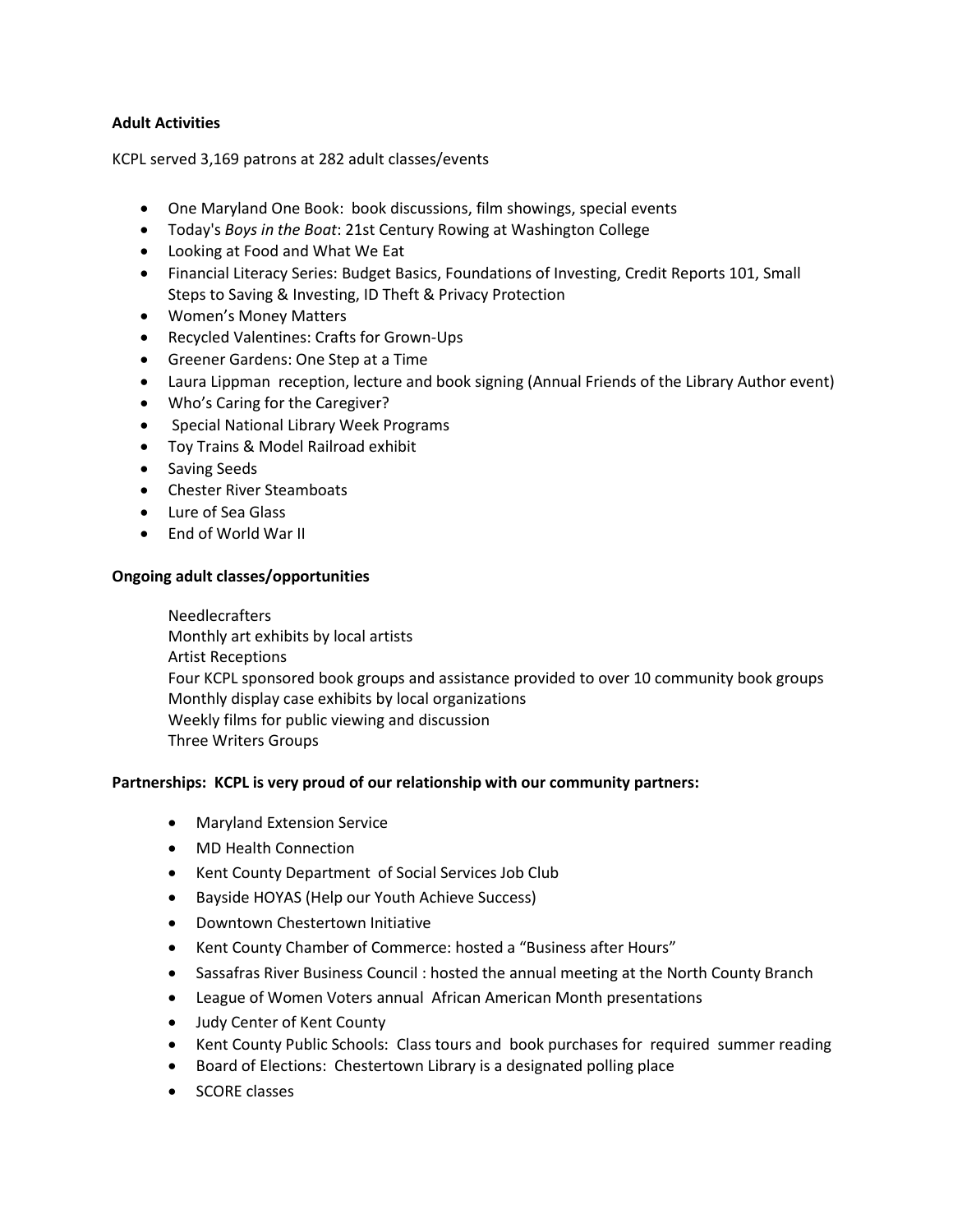**Adult Activities**

KCPL served 3,169 patrons at 282 adult classes/events

- One Maryland One Book: book discussions, film showings, special events
- Today's *Boys in the Boat*: 21st Century Rowing at Washington College
- Looking at Food and What We Eat
- Financial Literacy Series: Budget Basics, Foundations of Investing, Credit Reports 101, Small Steps to Saving & Investing, ID Theft & Privacy Protection
- Women's Money Matters
- Recycled Valentines: Crafts for Grown-Ups
- Greener Gardens: One Step at a Time
- Laura Lippman reception, lecture and book signing (Annual Friends of the Library Author event)
- Who's Caring for the Caregiver?
- Special National Library Week Programs
- Toy Trains & Model Railroad exhibit
- Saving Seeds
- Chester River Steamboats
- Lure of Sea Glass
- End of World War II

**Ongoing adult classes/opportunities**

Needlecrafters
Monthly art exhibits by local artists
Artist Receptions
Four KCPL sponsored book groups and assistance provided to over 10 community book groups
Monthly display case exhibits by local organizations
Weekly films for public viewing and discussion
Three Writers Groups

**Partnerships: KCPL is very proud of our relationship with our community partners:**

- Maryland Extension Service
- MD Health Connection
- Kent County Department of Social Services Job Club
- Bayside HOYAS (Help our Youth Achieve Success)
- Downtown Chestertown Initiative
- Kent County Chamber of Commerce: hosted a "Business after Hours"
- Sassafras River Business Council : hosted the annual meeting at the North County Branch
- League of Women Voters annual African American Month presentations
- Judy Center of Kent County
- Kent County Public Schools: Class tours and book purchases for required summer reading
- Board of Elections: Chestertown Library is a designated polling place
- SCORE classes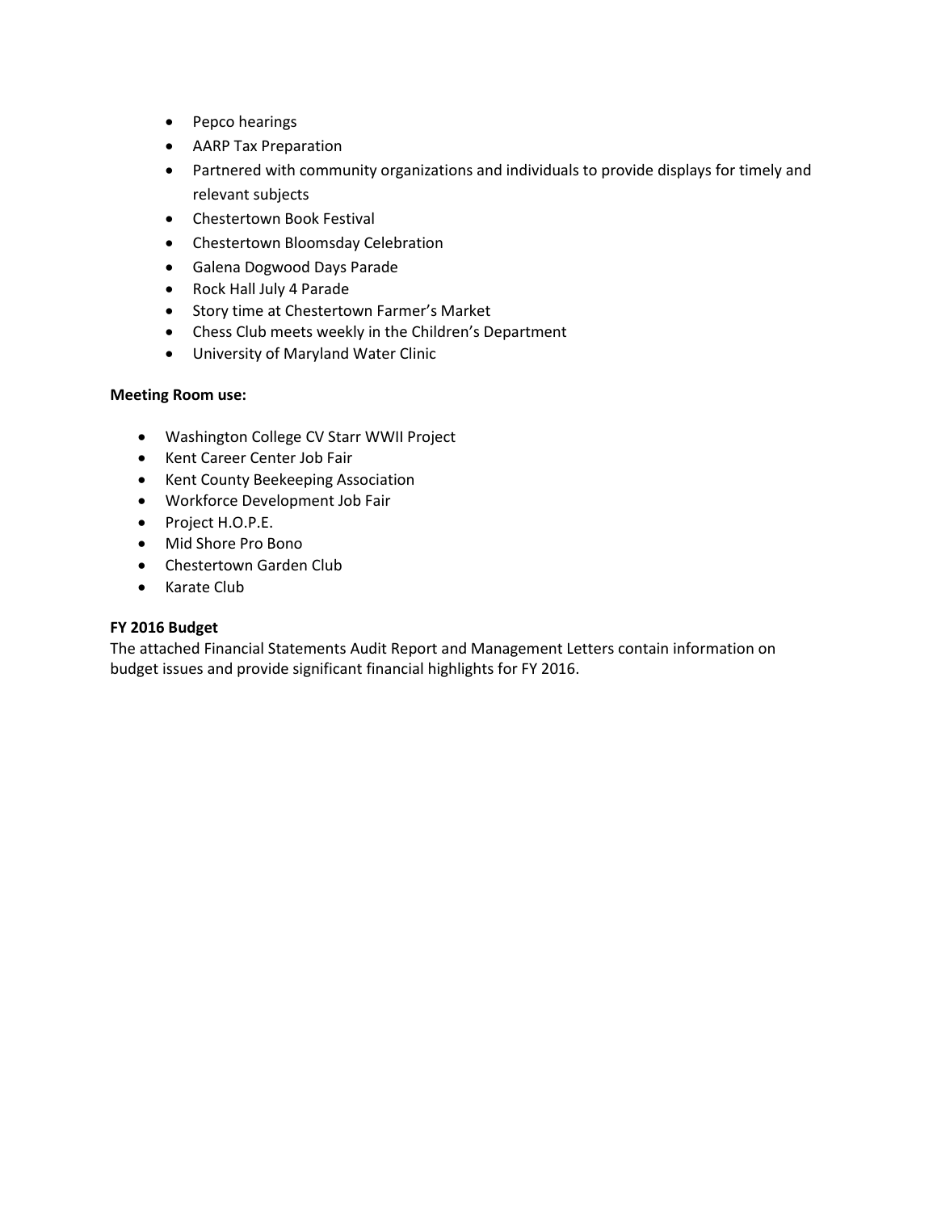- Pepco hearings
- AARP Tax Preparation
- Partnered with community organizations and individuals to provide displays for timely and relevant subjects
- Chestertown Book Festival
- Chestertown Bloomsday Celebration
- Galena Dogwood Days Parade
- Rock Hall July 4 Parade
- Story time at Chestertown Farmer's Market
- Chess Club meets weekly in the Children's Department
- University of Maryland Water Clinic

**Meeting Room use:**

- Washington College CV Starr WWII Project
- Kent Career Center Job Fair
- Kent County Beekeeping Association
- Workforce Development Job Fair
- Project H.O.P.E.
- Mid Shore Pro Bono
- Chestertown Garden Club
- Karate Club

**FY 2016 Budget**

The attached Financial Statements Audit Report and Management Letters contain information on budget issues and provide significant financial highlights for FY 2016.